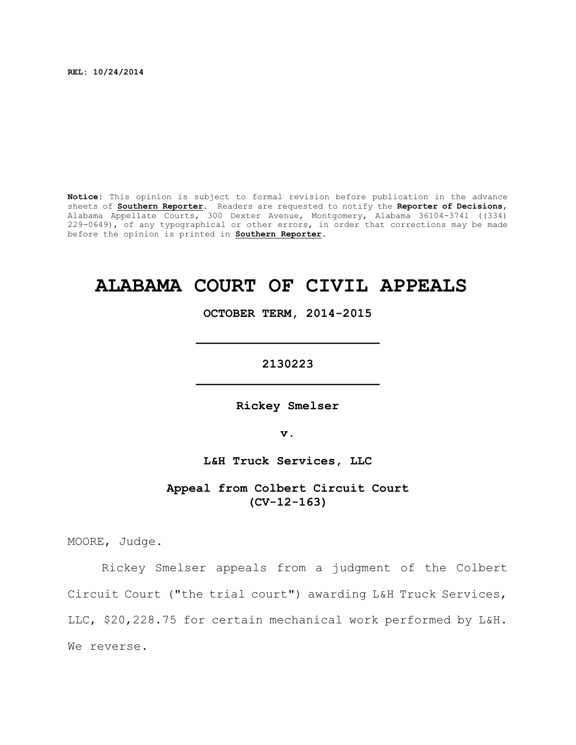REL: 10/24/2014

**Notice**: This opinion is subject to formal revision before publication in the advance sheets of **Southern Reporter**. Readers are requested to notify the **Reporter of Decisions**, Alabama Appellate Courts, 300 Dexter Avenue, Montgomery, Alabama 36104-3741 ((334) 229-0649), of any typographical or other errors, in order that corrections may be made before the opinion is printed in **Southern Reporter**.

# ALABAMA COURT OF CIVIL APPEALS

**OCTOBER TERM, 2014-2015**

---

**2130223**

---

**Rickey Smelser**

**v.**

**L&H Truck Services, LLC**

**Appeal from Colbert Circuit Court (CV-12-163)**

MOORE, Judge.

Rickey Smelser appeals from a judgment of the Colbert Circuit Court ("the trial court") awarding L&H Truck Services, LLC, $20,228.75 for certain mechanical work performed by L&H. We reverse.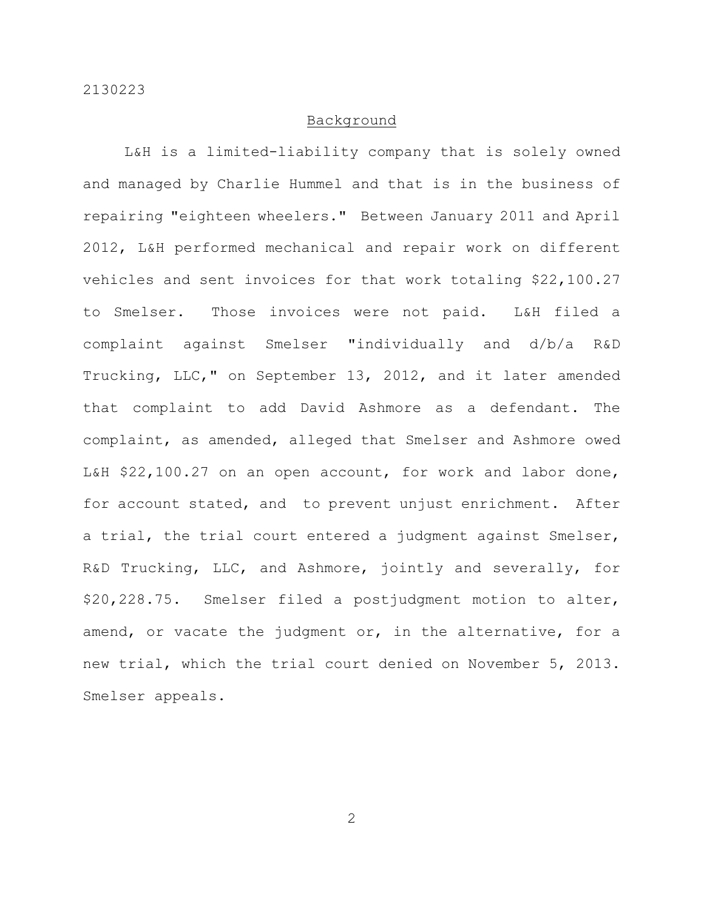## Background

L&H is a limited-liability company that is solely owned and managed by Charlie Hummel and that is in the business of repairing "eighteen wheelers." Between January 2011 and April 2012, L&H performed mechanical and repair work on different vehicles and sent invoices for that work totaling $22,100.27 to Smelser. Those invoices were not paid. L&H filed a complaint against Smelser "individually and d/b/a R&D Trucking, LLC," on September 13, 2012, and it later amended that complaint to add David Ashmore as a defendant. The complaint, as amended, alleged that Smelser and Ashmore owed L&H $22,100.27 on an open account, for work and labor done, for account stated, and to prevent unjust enrichment. After a trial, the trial court entered a judgment against Smelser, R&D Trucking, LLC, and Ashmore, jointly and severally, for $20,228.75. Smelser filed a postjudgment motion to alter, amend, or vacate the judgment or, in the alternative, for a new trial, which the trial court denied on November 5, 2013. Smelser appeals.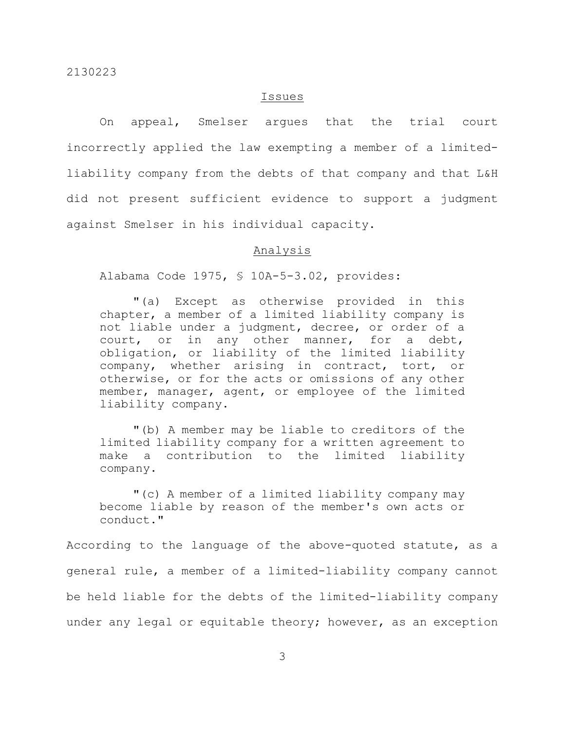## Issues

On appeal, Smelser argues that the trial court incorrectly applied the law exempting a member of a limited-liability company from the debts of that company and that L&H did not present sufficient evidence to support a judgment against Smelser in his individual capacity.

## Analysis

Alabama Code 1975, § 10A-5-3.02, provides:

> "(a) Except as otherwise provided in this chapter, a member of a limited liability company is not liable under a judgment, decree, or order of a court, or in any other manner, for a debt, obligation, or liability of the limited liability company, whether arising in contract, tort, or otherwise, or for the acts or omissions of any other member, manager, agent, or employee of the limited liability company.
>
> "(b) A member may be liable to creditors of the limited liability company for a written agreement to make a contribution to the limited liability company.
>
> "(c) A member of a limited liability company may become liable by reason of the member's own acts or conduct."

According to the language of the above-quoted statute, as a general rule, a member of a limited-liability company cannot be held liable for the debts of the limited-liability company under any legal or equitable theory; however, as an exception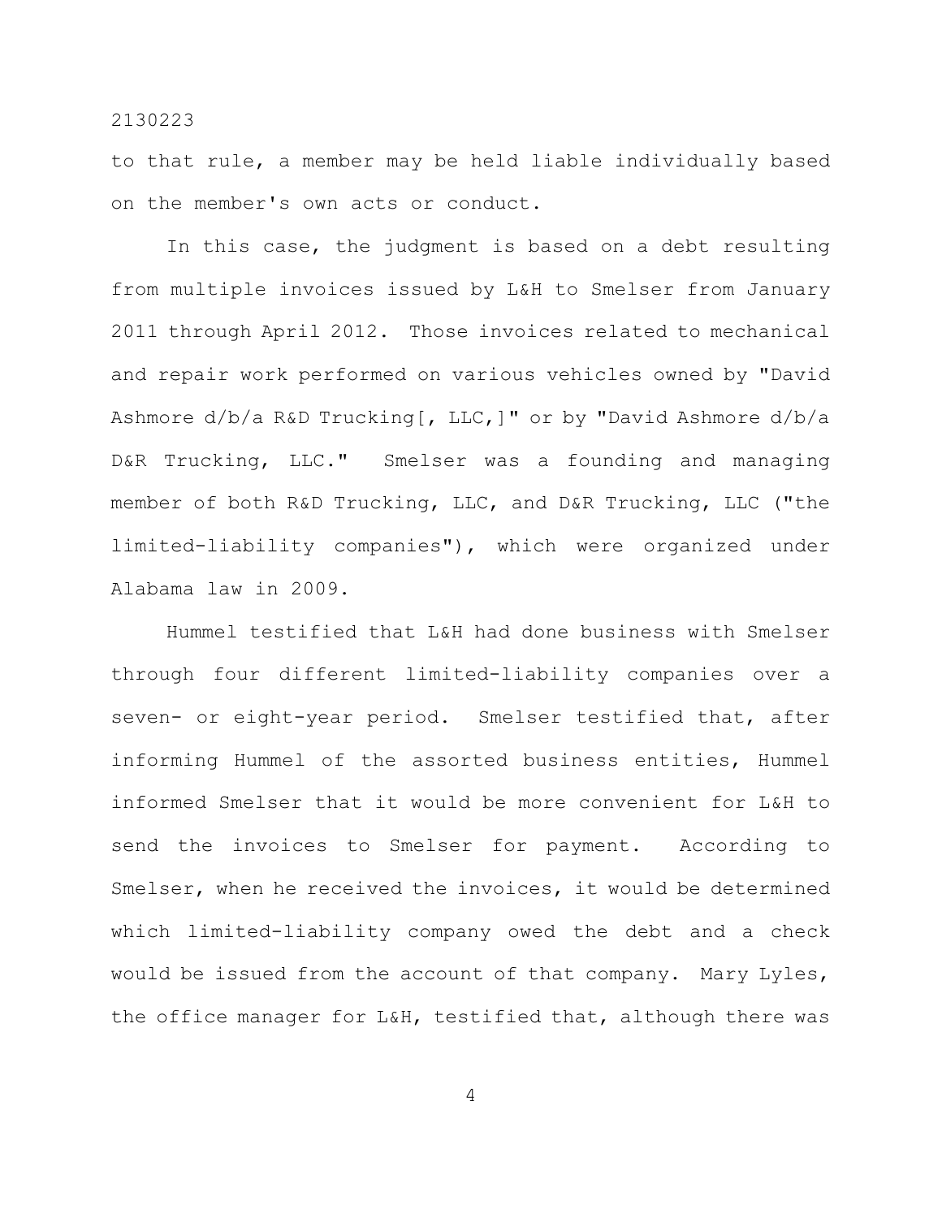to that rule, a member may be held liable individually based on the member's own acts or conduct.

In this case, the judgment is based on a debt resulting from multiple invoices issued by L&H to Smelser from January 2011 through April 2012. Those invoices related to mechanical and repair work performed on various vehicles owned by "David Ashmore d/b/a R&D Trucking[, LLC,]" or by "David Ashmore d/b/a D&R Trucking, LLC." Smelser was a founding and managing member of both R&D Trucking, LLC, and D&R Trucking, LLC ("the limited-liability companies"), which were organized under Alabama law in 2009.

Hummel testified that L&H had done business with Smelser through four different limited-liability companies over a seven- or eight-year period. Smelser testified that, after informing Hummel of the assorted business entities, Hummel informed Smelser that it would be more convenient for L&H to send the invoices to Smelser for payment. According to Smelser, when he received the invoices, it would be determined which limited-liability company owed the debt and a check would be issued from the account of that company. Mary Lyles, the office manager for L&H, testified that, although there was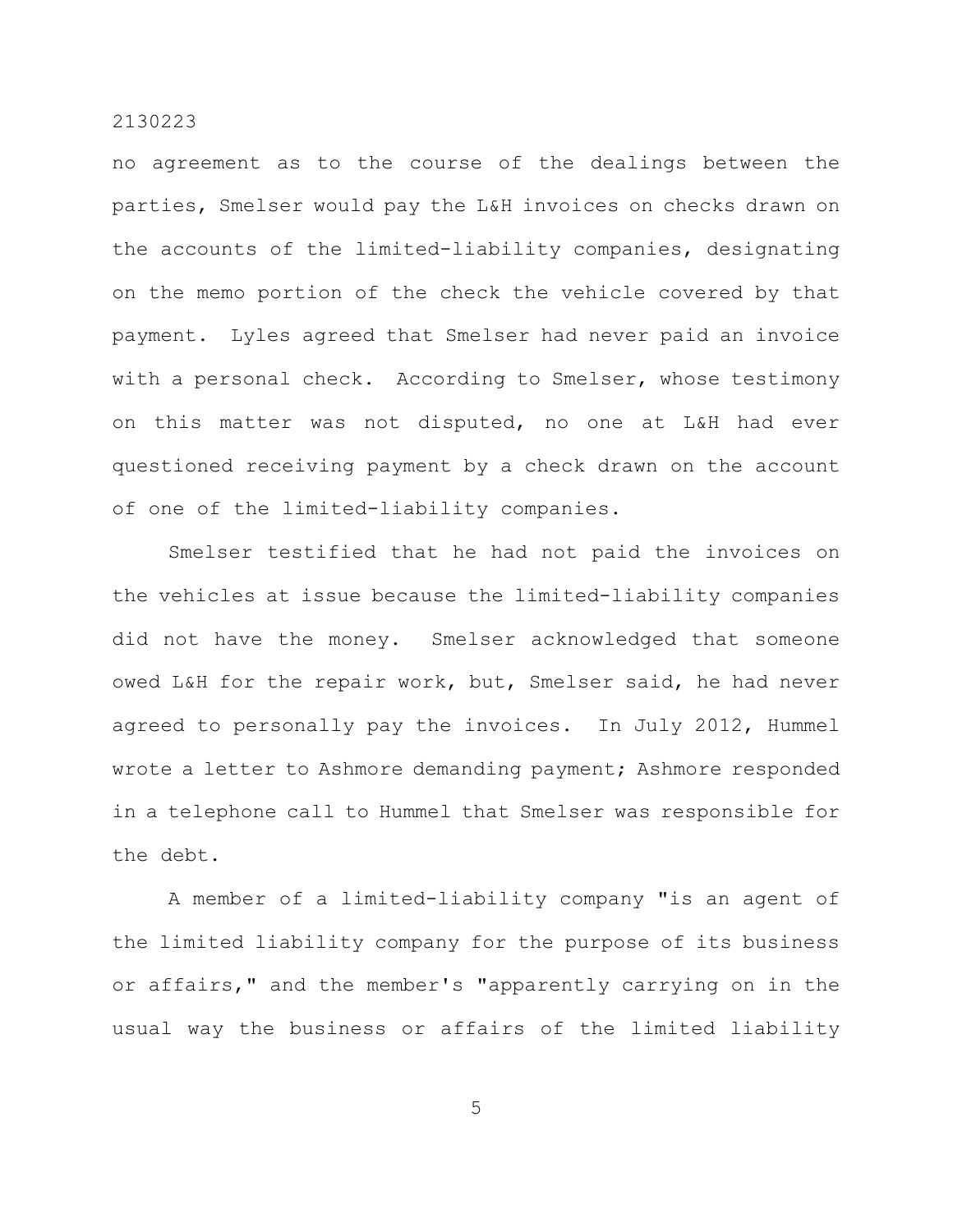no agreement as to the course of the dealings between the parties, Smelser would pay the L&H invoices on checks drawn on the accounts of the limited-liability companies, designating on the memo portion of the check the vehicle covered by that payment. Lyles agreed that Smelser had never paid an invoice with a personal check. According to Smelser, whose testimony on this matter was not disputed, no one at L&H had ever questioned receiving payment by a check drawn on the account of one of the limited-liability companies.

Smelser testified that he had not paid the invoices on the vehicles at issue because the limited-liability companies did not have the money. Smelser acknowledged that someone owed L&H for the repair work, but, Smelser said, he had never agreed to personally pay the invoices. In July 2012, Hummel wrote a letter to Ashmore demanding payment; Ashmore responded in a telephone call to Hummel that Smelser was responsible for the debt.

A member of a limited-liability company "is an agent of the limited liability company for the purpose of its business or affairs," and the member's "apparently carrying on in the usual way the business or affairs of the limited liability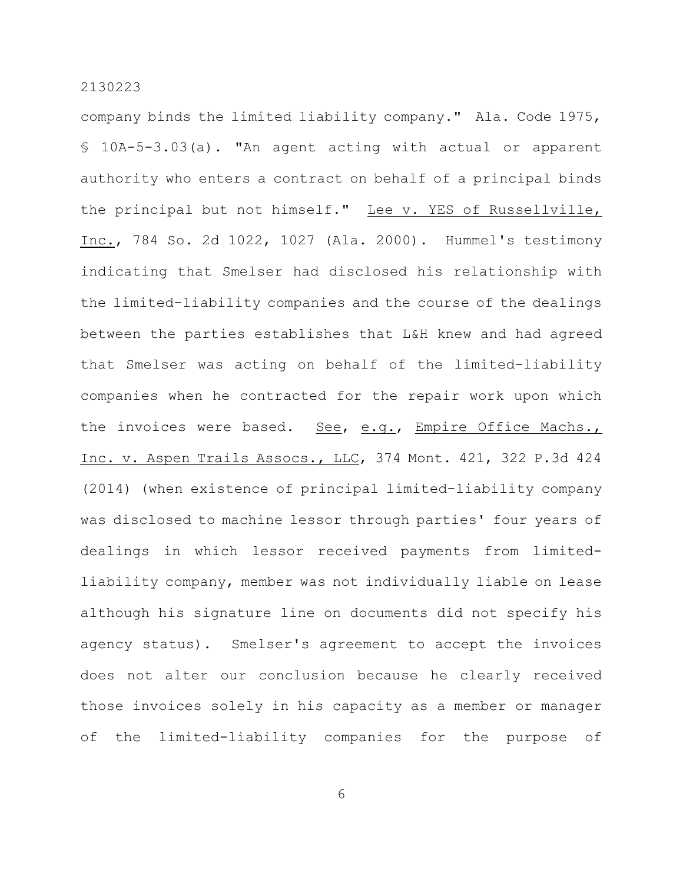company binds the limited liability company." Ala. Code 1975, § 10A-5-3.03(a). "An agent acting with actual or apparent authority who enters a contract on behalf of a principal binds the principal but not himself." Lee v. YES of Russellville, Inc., 784 So. 2d 1022, 1027 (Ala. 2000). Hummel's testimony indicating that Smelser had disclosed his relationship with the limited-liability companies and the course of the dealings between the parties establishes that L&H knew and had agreed that Smelser was acting on behalf of the limited-liability companies when he contracted for the repair work upon which the invoices were based. See, e.g., Empire Office Machs., Inc. v. Aspen Trails Assocs., LLC, 374 Mont. 421, 322 P.3d 424 (2014) (when existence of principal limited-liability company was disclosed to machine lessor through parties' four years of dealings in which lessor received payments from limited-liability company, member was not individually liable on lease although his signature line on documents did not specify his agency status). Smelser's agreement to accept the invoices does not alter our conclusion because he clearly received those invoices solely in his capacity as a member or manager of the limited-liability companies for the purpose of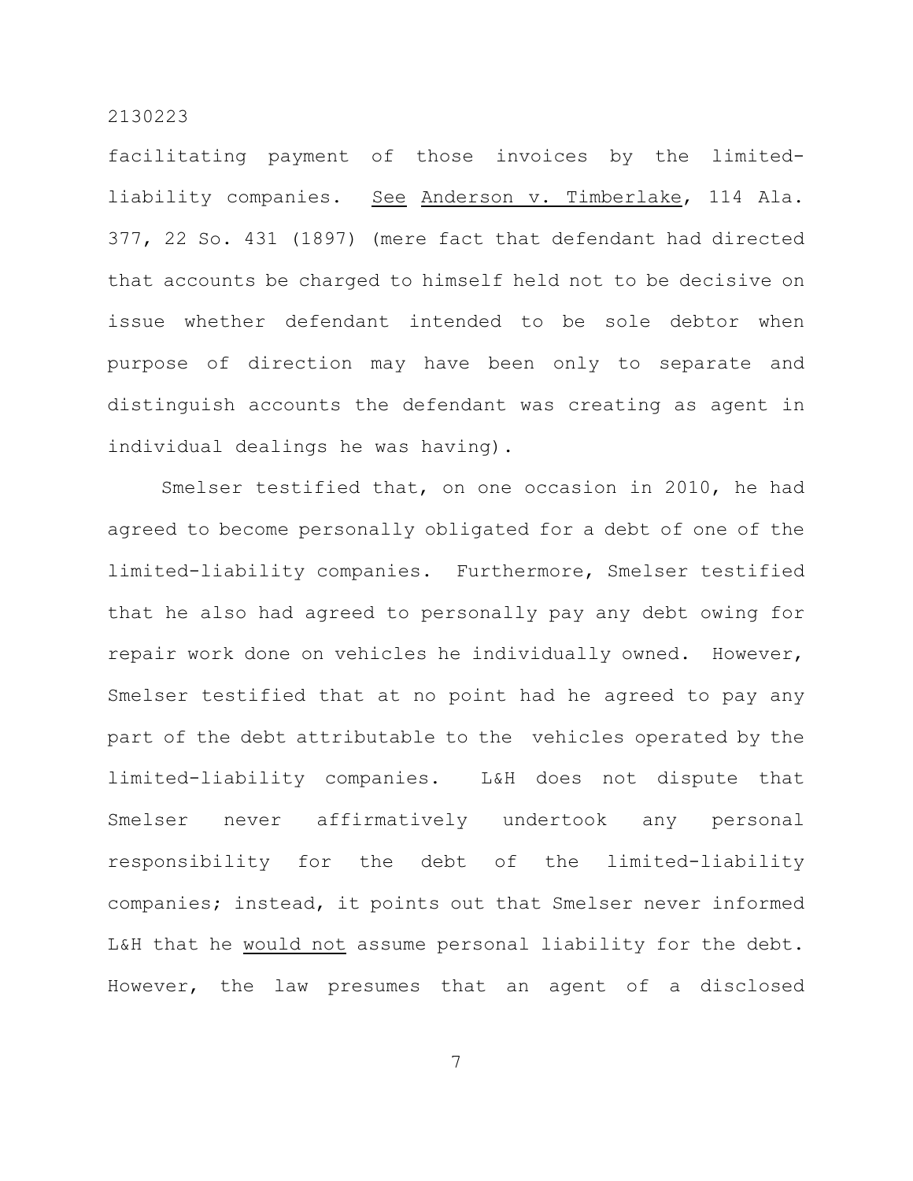facilitating payment of those invoices by the limited-liability companies. See Anderson v. Timberlake, 114 Ala. 377, 22 So. 431 (1897) (mere fact that defendant had directed that accounts be charged to himself held not to be decisive on issue whether defendant intended to be sole debtor when purpose of direction may have been only to separate and distinguish accounts the defendant was creating as agent in individual dealings he was having).

Smelser testified that, on one occasion in 2010, he had agreed to become personally obligated for a debt of one of the limited-liability companies. Furthermore, Smelser testified that he also had agreed to personally pay any debt owing for repair work done on vehicles he individually owned. However, Smelser testified that at no point had he agreed to pay any part of the debt attributable to the vehicles operated by the limited-liability companies. L&H does not dispute that Smelser never affirmatively undertook any personal responsibility for the debt of the limited-liability companies; instead, it points out that Smelser never informed L&H that he would not assume personal liability for the debt. However, the law presumes that an agent of a disclosed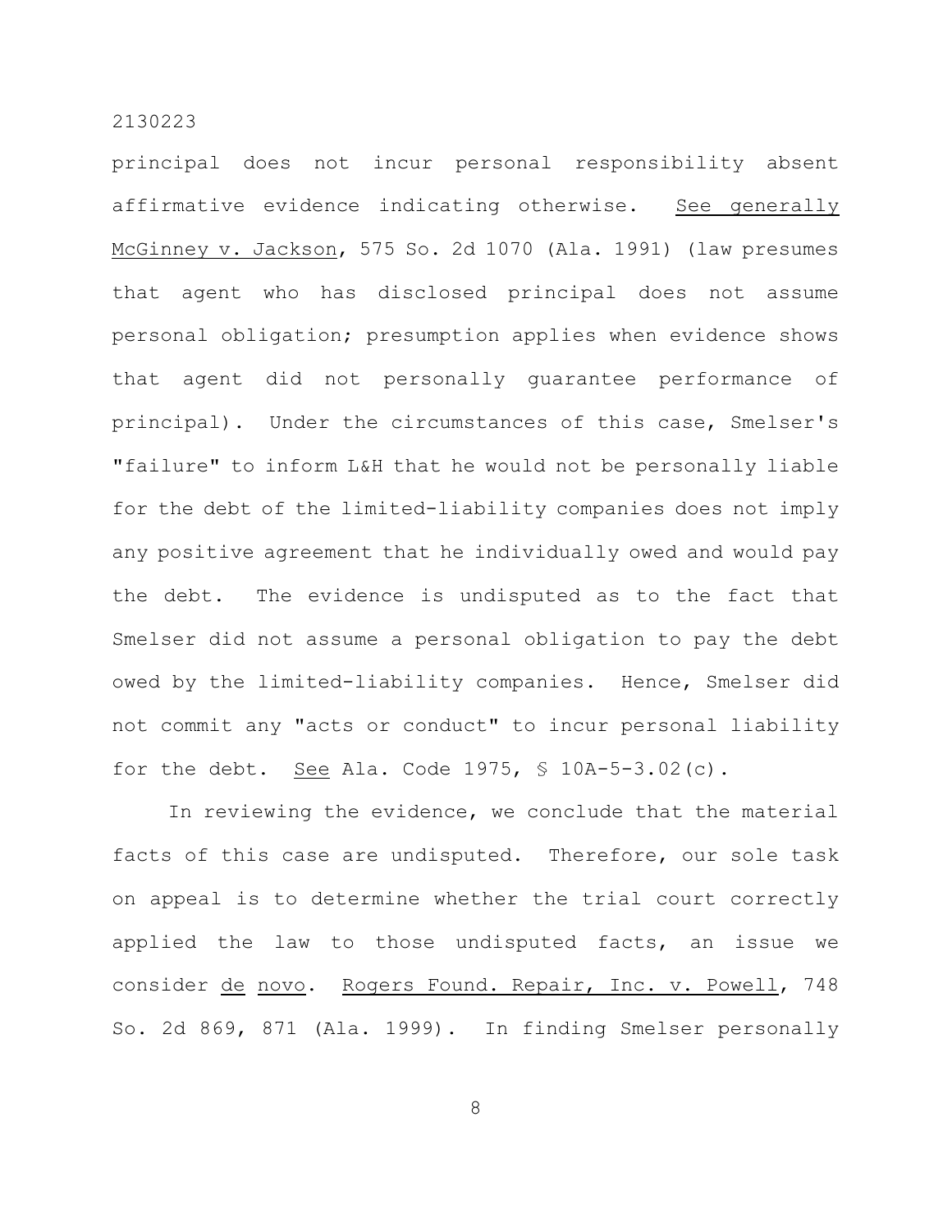principal does not incur personal responsibility absent affirmative evidence indicating otherwise. See generally McGinney v. Jackson, 575 So. 2d 1070 (Ala. 1991) (law presumes that agent who has disclosed principal does not assume personal obligation; presumption applies when evidence shows that agent did not personally guarantee performance of principal). Under the circumstances of this case, Smelser's "failure" to inform L&H that he would not be personally liable for the debt of the limited-liability companies does not imply any positive agreement that he individually owed and would pay the debt. The evidence is undisputed as to the fact that Smelser did not assume a personal obligation to pay the debt owed by the limited-liability companies. Hence, Smelser did not commit any "acts or conduct" to incur personal liability for the debt. See Ala. Code 1975, § 10A-5-3.02(c).

In reviewing the evidence, we conclude that the material facts of this case are undisputed. Therefore, our sole task on appeal is to determine whether the trial court correctly applied the law to those undisputed facts, an issue we consider de novo. Rogers Found. Repair, Inc. v. Powell, 748 So. 2d 869, 871 (Ala. 1999). In finding Smelser personally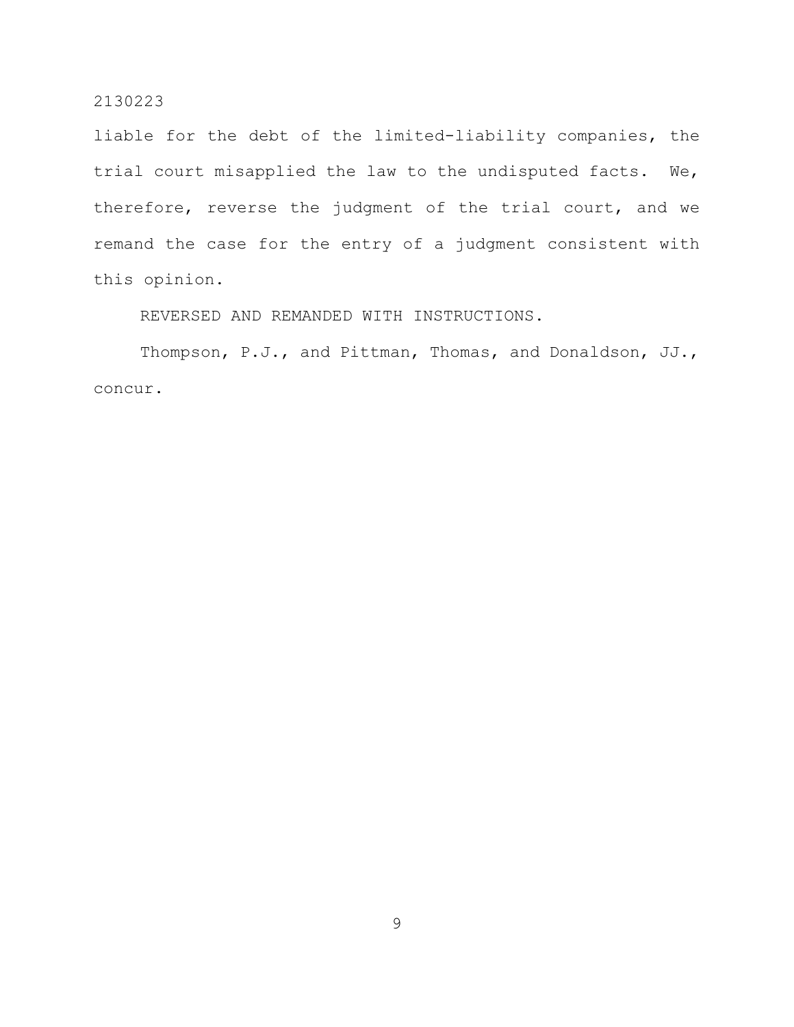liable for the debt of the limited-liability companies, the trial court misapplied the law to the undisputed facts. We, therefore, reverse the judgment of the trial court, and we remand the case for the entry of a judgment consistent with this opinion.

REVERSED AND REMANDED WITH INSTRUCTIONS.

Thompson, P.J., and Pittman, Thomas, and Donaldson, JJ., concur.